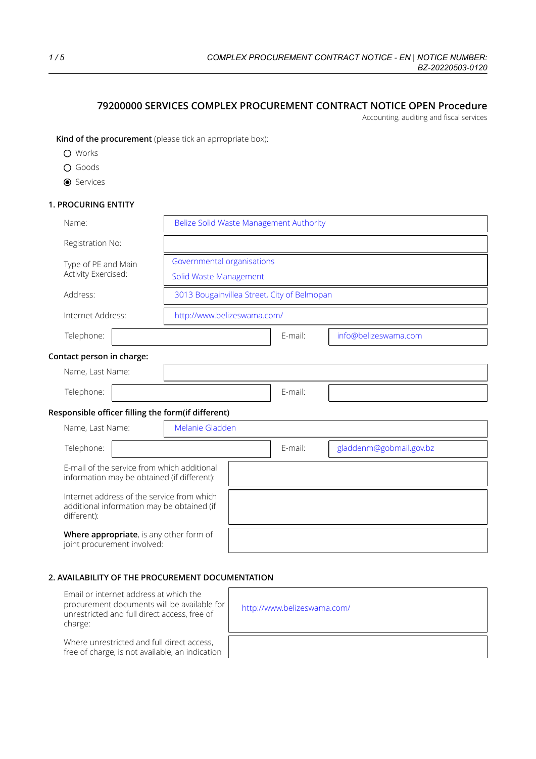# 79200000 SERVICES COMPLEX PROCUREMENT CONTRACT NOTICE OPEN Procedure

Accounting, auditing and fiscal services

**Kind of the procurement** (please tick an aprropriate box):

- ○ Works
- ○ Goods
- ◉ Services

## 1. PROCURING ENTITY

| | |
|---|---|
| Name: | Belize Solid Waste Management Authority |
| Registration No: | |
| Type of PE and Main Activity Exercised: | Governmental organisations<br>Solid Waste Management |
| Address: | 3013 Bougainvillea Street, City of Belmopan |
| Internet Address: | http://www.belizeswama.com/ |

| | | | |
|---|---|---|---|
| Telephone: | | E-mail: | info@belizeswama.com |

**Contact person in charge:**

| | |
|---|---|
| Name, Last Name: | |

| | | | |
|---|---|---|---|
| Telephone: | | E-mail: | |

**Responsible officer filling the form(if different)**

| | |
|---|---|
| Name, Last Name: | Melanie Gladden |

| | | | |
|---|---|---|---|
| Telephone: | | E-mail: | gladdenm@gobmail.gov.bz |

| | |
|---|---|
| E-mail of the service from which additional information may be obtained (if different): | |
| Internet address of the service from which additional information may be obtained (if different): | |
| **Where appropriate**, is any other form of joint procurement involved: | |

## 2. AVAILABILITY OF THE PROCUREMENT DOCUMENTATION

| | |
|---|---|
| Email or internet address at which the procurement documents will be available for unrestricted and full direct access, free of charge: | http://www.belizeswama.com/ |
| Where unrestricted and full direct access, free of charge, is not available, an indication | |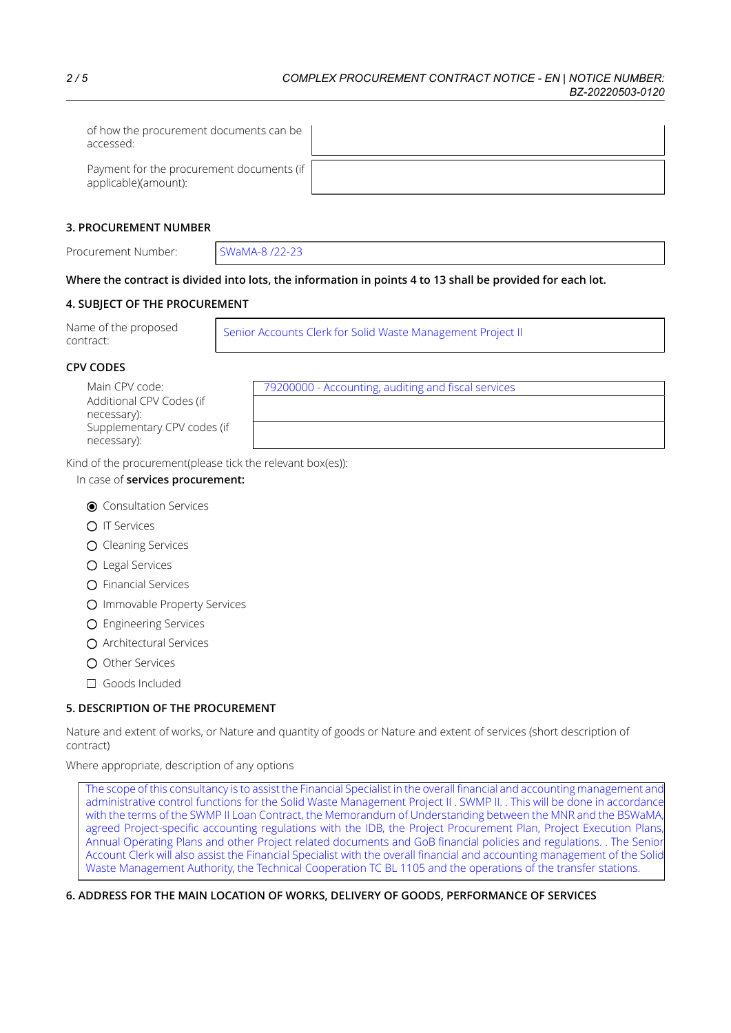| | |
|---|---|
| of how the procurement documents can be accessed: | |
| Payment for the procurement documents (if applicable)(amount): | |

## 3. PROCUREMENT NUMBER

| | |
|---|---|
| Procurement Number: | SWaMA-8 /22-23 |

**Where the contract is divided into lots, the information in points 4 to 13 shall be provided for each lot.**

## 4. SUBJECT OF THE PROCUREMENT

| | |
|---|---|
| Name of the proposed contract: | Senior Accounts Clerk for Solid Waste Management Project II |

### CPV CODES

| | |
|---|---|
| Main CPV code: | 79200000 - Accounting, auditing and fiscal services |
| Additional CPV Codes (if necessary): | |
| Supplementary CPV codes (if necessary): | |

Kind of the procurement(please tick the relevant box(es)):

In case of **services procurement:**

- (●) Consultation Services
- ( ) IT Services
- ( ) Cleaning Services
- ( ) Legal Services
- ( ) Financial Services
- ( ) Immovable Property Services
- ( ) Engineering Services
- ( ) Architectural Services
- ( ) Other Services
- [ ] Goods Included

## 5. DESCRIPTION OF THE PROCUREMENT

Nature and extent of works, or Nature and quantity of goods or Nature and extent of services (short description of contract)

Where appropriate, description of any options

The scope of this consultancy is to assist the Financial Specialist in the overall financial and accounting management and administrative control functions for the Solid Waste Management Project II . SWMP II. . This will be done in accordance with the terms of the SWMP II Loan Contract, the Memorandum of Understanding between the MNR and the BSWaMA, agreed Project-specific accounting regulations with the IDB, the Project Procurement Plan, Project Execution Plans, Annual Operating Plans and other Project related documents and GoB financial policies and regulations. . The Senior Account Clerk will also assist the Financial Specialist with the overall financial and accounting management of the Solid Waste Management Authority, the Technical Cooperation TC BL 1105 and the operations of the transfer stations.

## 6. ADDRESS FOR THE MAIN LOCATION OF WORKS, DELIVERY OF GOODS, PERFORMANCE OF SERVICES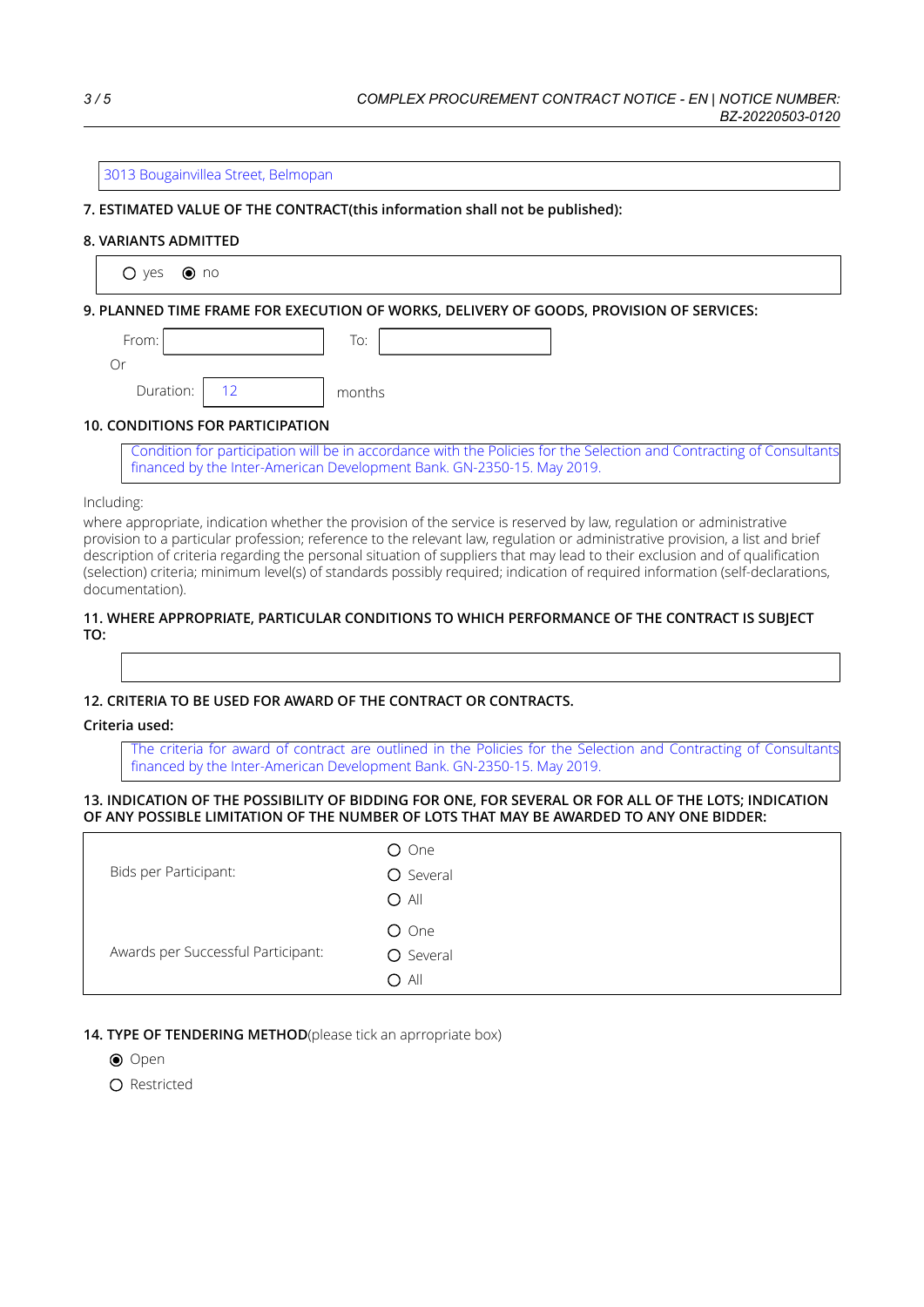3013 Bougainvillea Street, Belmopan

**7. ESTIMATED VALUE OF THE CONTRACT(this information shall not be published):**

**8. VARIANTS ADMITTED**

○ yes ◉ no

**9. PLANNED TIME FRAME FOR EXECUTION OF WORKS, DELIVERY OF GOODS, PROVISION OF SERVICES:**

From: To:

Or

Duration: 12 months

**10. CONDITIONS FOR PARTICIPATION**

Condition for participation will be in accordance with the Policies for the Selection and Contracting of Consultants financed by the Inter-American Development Bank. GN-2350-15. May 2019.

Including:

where appropriate, indication whether the provision of the service is reserved by law, regulation or administrative provision to a particular profession; reference to the relevant law, regulation or administrative provision, a list and brief description of criteria regarding the personal situation of suppliers that may lead to their exclusion and of qualification (selection) criteria; minimum level(s) of standards possibly required; indication of required information (self-declarations, documentation).

**11. WHERE APPROPRIATE, PARTICULAR CONDITIONS TO WHICH PERFORMANCE OF THE CONTRACT IS SUBJECT TO:**

**12. CRITERIA TO BE USED FOR AWARD OF THE CONTRACT OR CONTRACTS.**

**Criteria used:**

The criteria for award of contract are outlined in the Policies for the Selection and Contracting of Consultants financed by the Inter-American Development Bank. GN-2350-15. May 2019.

**13. INDICATION OF THE POSSIBILITY OF BIDDING FOR ONE, FOR SEVERAL OR FOR ALL OF THE LOTS; INDICATION OF ANY POSSIBLE LIMITATION OF THE NUMBER OF LOTS THAT MAY BE AWARDED TO ANY ONE BIDDER:**

| | |
|---|---|
| Bids per Participant: | ○ One<br>○ Several<br>○ All |
| Awards per Successful Participant: | ○ One<br>○ Several<br>○ All |

**14. TYPE OF TENDERING METHOD**(please tick an aprropriate box)

◉ Open

○ Restricted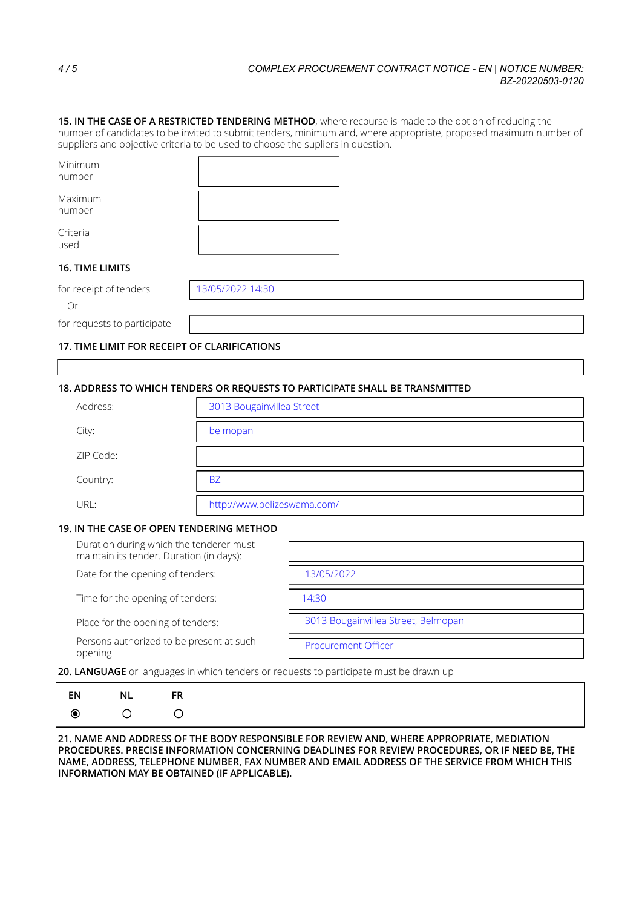**15. IN THE CASE OF A RESTRICTED TENDERING METHOD**, where recourse is made to the option of reducing the number of candidates to be invited to submit tenders, minimum and, where appropriate, proposed maximum number of suppliers and objective criteria to be used to choose the supliers in question.

| | |
|---|---|
| Minimum number | |
| Maximum number | |
| Criteria used | |

**16. TIME LIMITS**

| | |
|---|---|
| for receipt of tenders | 13/05/2022 14:30 |
| Or | |
| for requests to participate | |

**17. TIME LIMIT FOR RECEIPT OF CLARIFICATIONS**

**18. ADDRESS TO WHICH TENDERS OR REQUESTS TO PARTICIPATE SHALL BE TRANSMITTED**

| | |
|---|---|
| Address: | 3013 Bougainvillea Street |
| City: | belmopan |
| ZIP Code: | |
| Country: | BZ |
| URL: | http://www.belizeswama.com/ |

**19. IN THE CASE OF OPEN TENDERING METHOD**

| | |
|---|---|
| Duration during which the tenderer must maintain its tender. Duration (in days): | |
| Date for the opening of tenders: | 13/05/2022 |
| Time for the opening of tenders: | 14:30 |
| Place for the opening of tenders: | 3013 Bougainvillea Street, Belmopan |
| Persons authorized to be present at such opening | Procurement Officer |

**20. LANGUAGE** or languages in which tenders or requests to participate must be drawn up

| EN | NL | FR |
|---|---|---|
| ◉ | ○ | ○ |

**21. NAME AND ADDRESS OF THE BODY RESPONSIBLE FOR REVIEW AND, WHERE APPROPRIATE, MEDIATION PROCEDURES. PRECISE INFORMATION CONCERNING DEADLINES FOR REVIEW PROCEDURES, OR IF NEED BE, THE NAME, ADDRESS, TELEPHONE NUMBER, FAX NUMBER AND EMAIL ADDRESS OF THE SERVICE FROM WHICH THIS INFORMATION MAY BE OBTAINED (IF APPLICABLE).**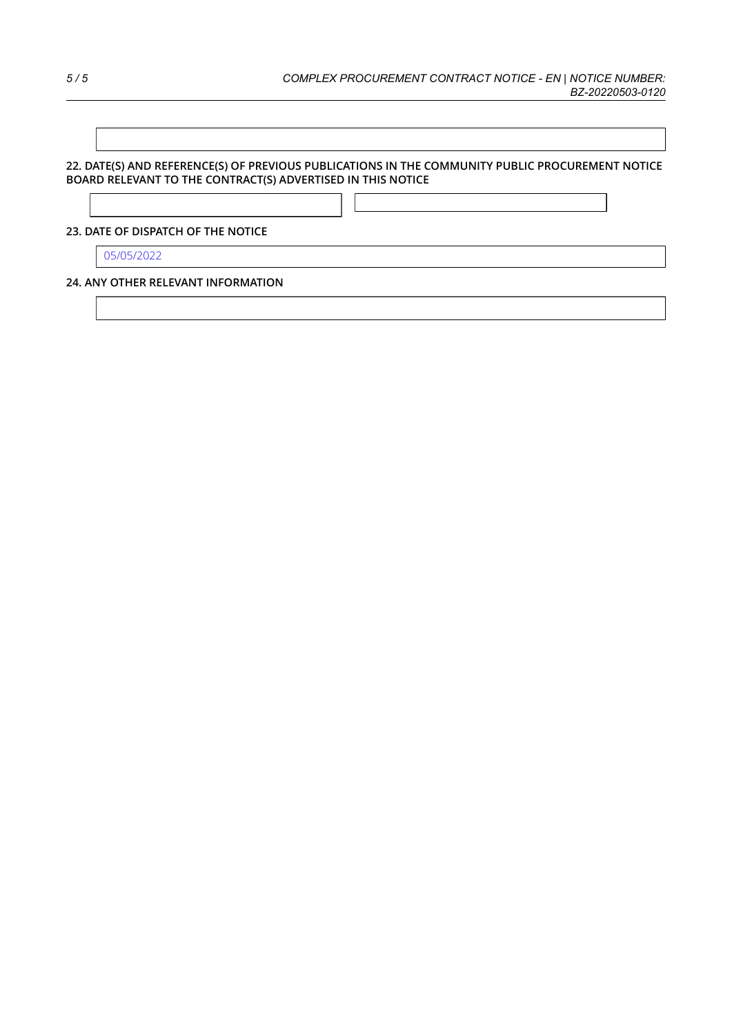**22. DATE(S) AND REFERENCE(S) OF PREVIOUS PUBLICATIONS IN THE COMMUNITY PUBLIC PROCUREMENT NOTICE BOARD RELEVANT TO THE CONTRACT(S) ADVERTISED IN THIS NOTICE**

**23. DATE OF DISPATCH OF THE NOTICE**

05/05/2022

**24. ANY OTHER RELEVANT INFORMATION**